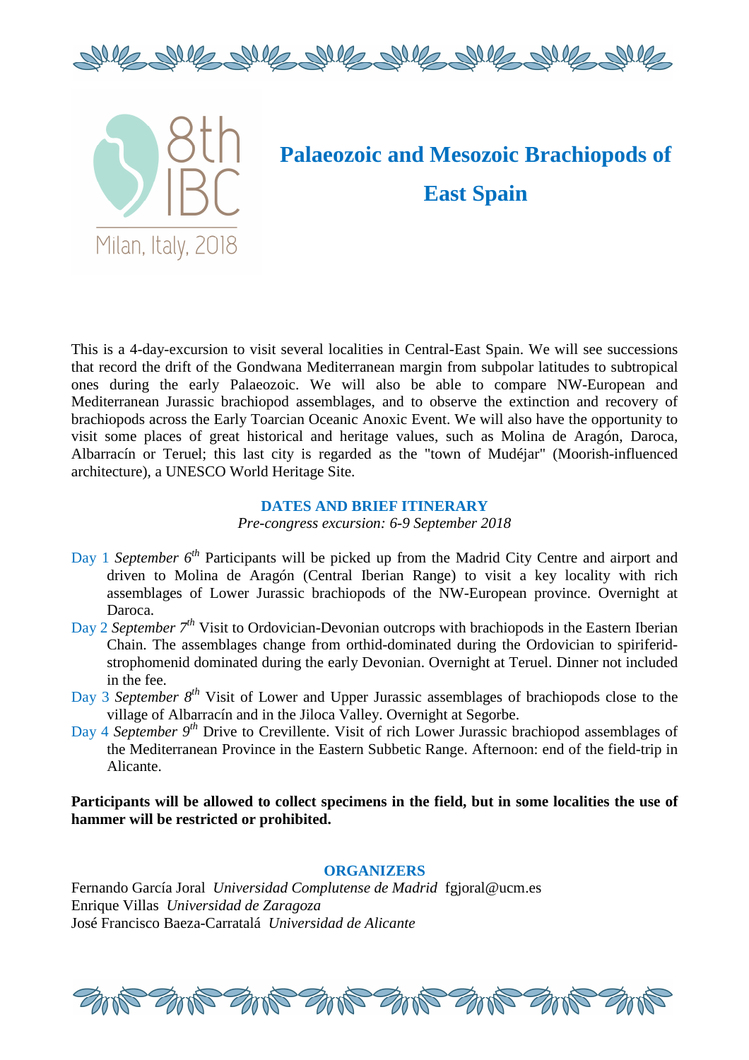8th IBC

Milan, Italy, 2018

# Palaeozoic and Mesozoic Brachiopods of East Spain

This is a 4-day-excursion to visit several localities in Central-East Spain. We will see successions that record the drift of the Gondwana Mediterranean margin from subpolar latitudes to subtropical ones during the early Palaeozoic. We will also be able to compare NW-European and Mediterranean Jurassic brachiopod assemblages, and to observe the extinction and recovery of brachiopods across the Early Toarcian Oceanic Anoxic Event. We will also have the opportunity to visit some places of great historical and heritage values, such as Molina de Aragón, Daroca, Albarracín or Teruel; this last city is regarded as the "town of Mudéjar" (Moorish-influenced architecture), a UNESCO World Heritage Site.

## DATES AND BRIEF ITINERARY

*Pre-congress excursion: 6-9 September 2018*

Day 1 *September 6th* Participants will be picked up from the Madrid City Centre and airport and driven to Molina de Aragón (Central Iberian Range) to visit a key locality with rich assemblages of Lower Jurassic brachiopods of the NW-European province. Overnight at Daroca.

Day 2 *September 7th* Visit to Ordovician-Devonian outcrops with brachiopods in the Eastern Iberian Chain. The assemblages change from orthid-dominated during the Ordovician to spiriferid-strophomenid dominated during the early Devonian. Overnight at Teruel. Dinner not included in the fee.

Day 3 *September 8th* Visit of Lower and Upper Jurassic assemblages of brachiopods close to the village of Albarracín and in the Jiloca Valley. Overnight at Segorbe.

Day 4 *September 9th* Drive to Crevillente. Visit of rich Lower Jurassic brachiopod assemblages of the Mediterranean Province in the Eastern Subbetic Range. Afternoon: end of the field-trip in Alicante.

**Participants will be allowed to collect specimens in the field, but in some localities the use of hammer will be restricted or prohibited.**

## ORGANIZERS

Fernando García Joral *Universidad Complutense de Madrid* fgjoral@ucm.es
Enrique Villas *Universidad de Zaragoza*
José Francisco Baeza-Carratalá *Universidad de Alicante*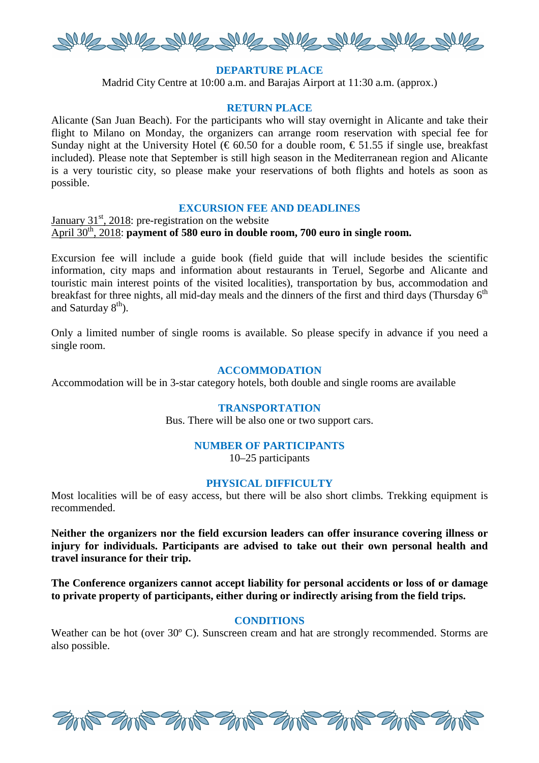## DEPARTURE PLACE

Madrid City Centre at 10:00 a.m. and Barajas Airport at 11:30 a.m. (approx.)

## RETURN PLACE

Alicante (San Juan Beach). For the participants who will stay overnight in Alicante and take their flight to Milano on Monday, the organizers can arrange room reservation with special fee for Sunday night at the University Hotel (€ 60.50 for a double room, € 51.55 if single use, breakfast included). Please note that September is still high season in the Mediterranean region and Alicante is a very touristic city, so please make your reservations of both flights and hotels as soon as possible.

## EXCURSION FEE AND DEADLINES

January 31st, 2018: pre-registration on the website
April 30th, 2018: **payment of 580 euro in double room, 700 euro in single room.**

Excursion fee will include a guide book (field guide that will include besides the scientific information, city maps and information about restaurants in Teruel, Segorbe and Alicante and touristic main interest points of the visited localities), transportation by bus, accommodation and breakfast for three nights, all mid-day meals and the dinners of the first and third days (Thursday 6th and Saturday 8th).

Only a limited number of single rooms is available. So please specify in advance if you need a single room.

## ACCOMMODATION

Accommodation will be in 3-star category hotels, both double and single rooms are available

## TRANSPORTATION

Bus. There will be also one or two support cars.

## NUMBER OF PARTICIPANTS

10–25 participants

## PHYSICAL DIFFICULTY

Most localities will be of easy access, but there will be also short climbs. Trekking equipment is recommended.

**Neither the organizers nor the field excursion leaders can offer insurance covering illness or injury for individuals. Participants are advised to take out their own personal health and travel insurance for their trip.**

**The Conference organizers cannot accept liability for personal accidents or loss of or damage to private property of participants, either during or indirectly arising from the field trips.**

## CONDITIONS

Weather can be hot (over 30º C). Sunscreen cream and hat are strongly recommended. Storms are also possible.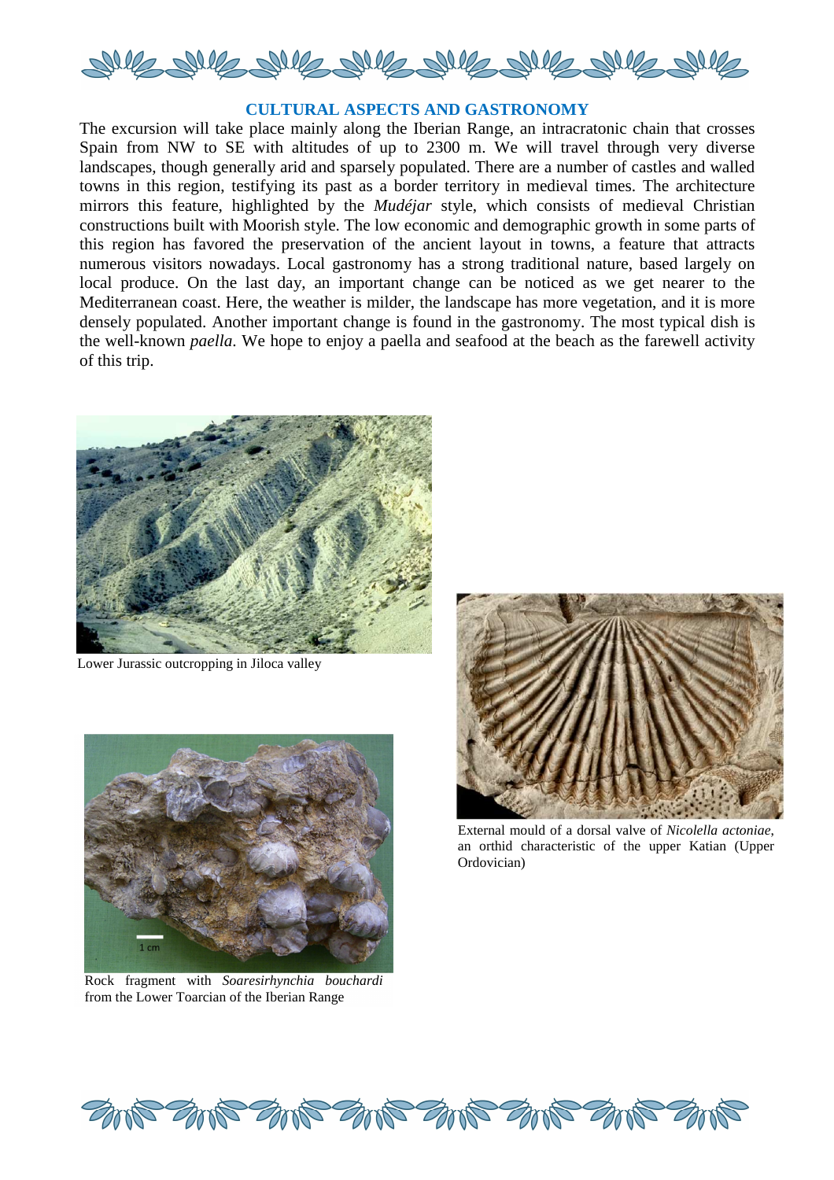## CULTURAL ASPECTS AND GASTRONOMY

The excursion will take place mainly along the Iberian Range, an intracratonic chain that crosses Spain from NW to SE with altitudes of up to 2300 m. We will travel through very diverse landscapes, though generally arid and sparsely populated. There are a number of castles and walled towns in this region, testifying its past as a border territory in medieval times. The architecture mirrors this feature, highlighted by the *Mudéjar* style, which consists of medieval Christian constructions built with Moorish style. The low economic and demographic growth in some parts of this region has favored the preservation of the ancient layout in towns, a feature that attracts numerous visitors nowadays. Local gastronomy has a strong traditional nature, based largely on local produce. On the last day, an important change can be noticed as we get nearer to the Mediterranean coast. Here, the weather is milder, the landscape has more vegetation, and it is more densely populated. Another important change is found in the gastronomy. The most typical dish is the well-known *paella*. We hope to enjoy a paella and seafood at the beach as the farewell activity of this trip.

Lower Jurassic outcropping in Jiloca valley

External mould of a dorsal valve of *Nicolella actoniae*, an orthid characteristic of the upper Katian (Upper Ordovician)

1 cm

Rock fragment with *Soaresirhynchia bouchardi* from the Lower Toarcian of the Iberian Range